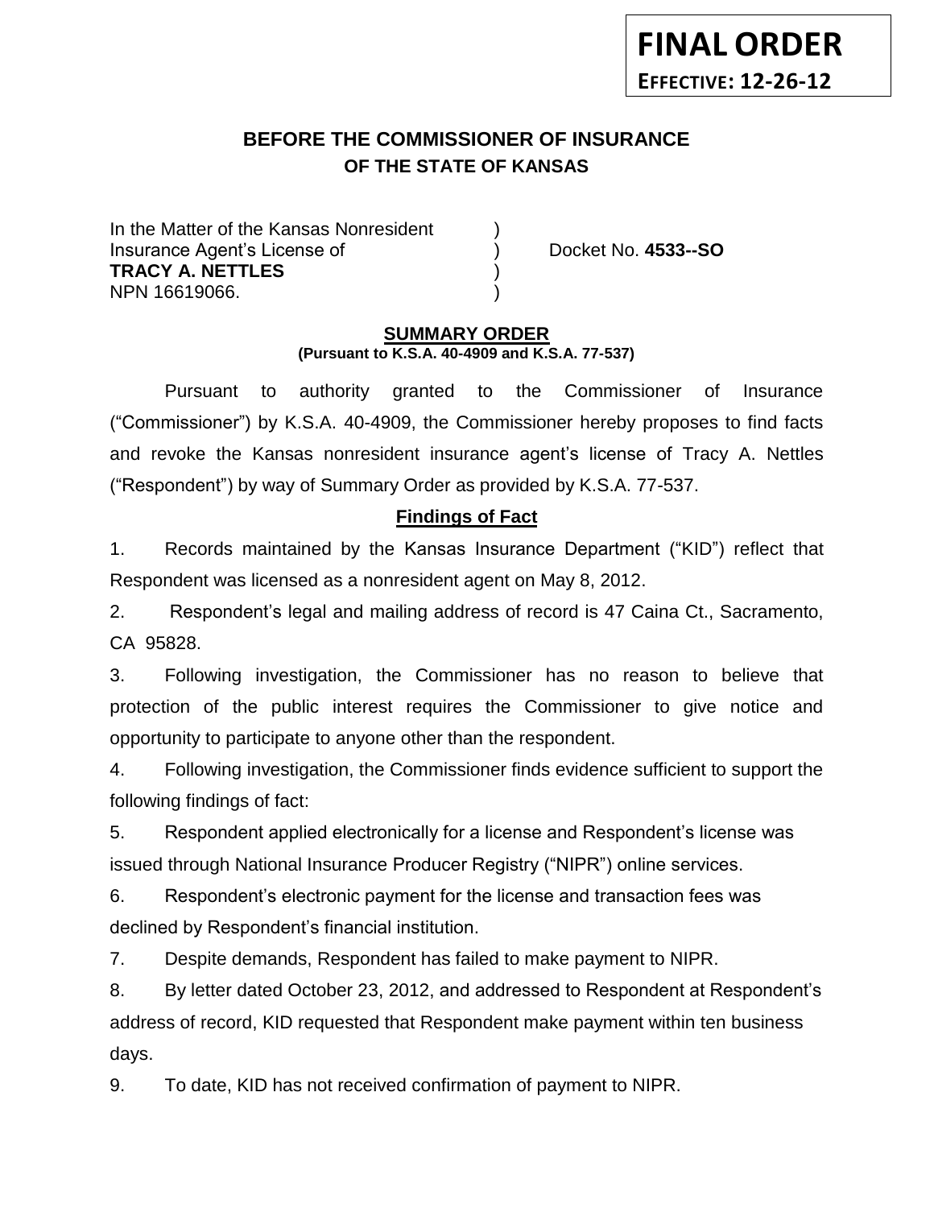**FINAL ORDER**
**EFFECTIVE: 12-26-12**

# BEFORE THE COMMISSIONER OF INSURANCE
## OF THE STATE OF KANSAS

In the Matter of the Kansas Nonresident )
Insurance Agent's License of ) Docket No. **4533--SO**
**TRACY A. NETTLES** )
NPN 16619066. )

**SUMMARY ORDER**
**(Pursuant to K.S.A. 40-4909 and K.S.A. 77-537)**

Pursuant to authority granted to the Commissioner of Insurance ("Commissioner") by K.S.A. 40-4909, the Commissioner hereby proposes to find facts and revoke the Kansas nonresident insurance agent's license of Tracy A. Nettles ("Respondent") by way of Summary Order as provided by K.S.A. 77-537.

**Findings of Fact**

1. Records maintained by the Kansas Insurance Department ("KID") reflect that Respondent was licensed as a nonresident agent on May 8, 2012.

2. Respondent's legal and mailing address of record is 47 Caina Ct., Sacramento, CA 95828.

3. Following investigation, the Commissioner has no reason to believe that protection of the public interest requires the Commissioner to give notice and opportunity to participate to anyone other than the respondent.

4. Following investigation, the Commissioner finds evidence sufficient to support the following findings of fact:

5. Respondent applied electronically for a license and Respondent's license was issued through National Insurance Producer Registry ("NIPR") online services.

6. Respondent's electronic payment for the license and transaction fees was declined by Respondent's financial institution.

7. Despite demands, Respondent has failed to make payment to NIPR.

8. By letter dated October 23, 2012, and addressed to Respondent at Respondent's address of record, KID requested that Respondent make payment within ten business days.

9. To date, KID has not received confirmation of payment to NIPR.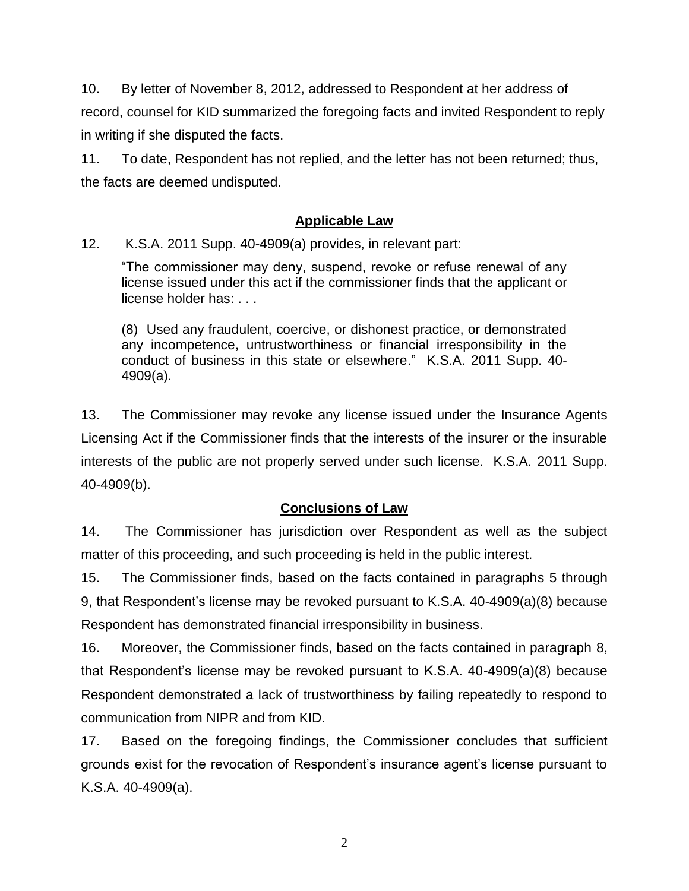10. By letter of November 8, 2012, addressed to Respondent at her address of record, counsel for KID summarized the foregoing facts and invited Respondent to reply in writing if she disputed the facts.

11. To date, Respondent has not replied, and the letter has not been returned; thus, the facts are deemed undisputed.

## Applicable Law

12. K.S.A. 2011 Supp. 40-4909(a) provides, in relevant part:

> "The commissioner may deny, suspend, revoke or refuse renewal of any license issued under this act if the commissioner finds that the applicant or license holder has: . . .
>
> (8) Used any fraudulent, coercive, or dishonest practice, or demonstrated any incompetence, untrustworthiness or financial irresponsibility in the conduct of business in this state or elsewhere." K.S.A. 2011 Supp. 40-4909(a).

13. The Commissioner may revoke any license issued under the Insurance Agents Licensing Act if the Commissioner finds that the interests of the insurer or the insurable interests of the public are not properly served under such license. K.S.A. 2011 Supp. 40-4909(b).

## Conclusions of Law

14. The Commissioner has jurisdiction over Respondent as well as the subject matter of this proceeding, and such proceeding is held in the public interest.

15. The Commissioner finds, based on the facts contained in paragraphs 5 through 9, that Respondent's license may be revoked pursuant to K.S.A. 40-4909(a)(8) because Respondent has demonstrated financial irresponsibility in business.

16. Moreover, the Commissioner finds, based on the facts contained in paragraph 8, that Respondent's license may be revoked pursuant to K.S.A. 40-4909(a)(8) because Respondent demonstrated a lack of trustworthiness by failing repeatedly to respond to communication from NIPR and from KID.

17. Based on the foregoing findings, the Commissioner concludes that sufficient grounds exist for the revocation of Respondent's insurance agent's license pursuant to K.S.A. 40-4909(a).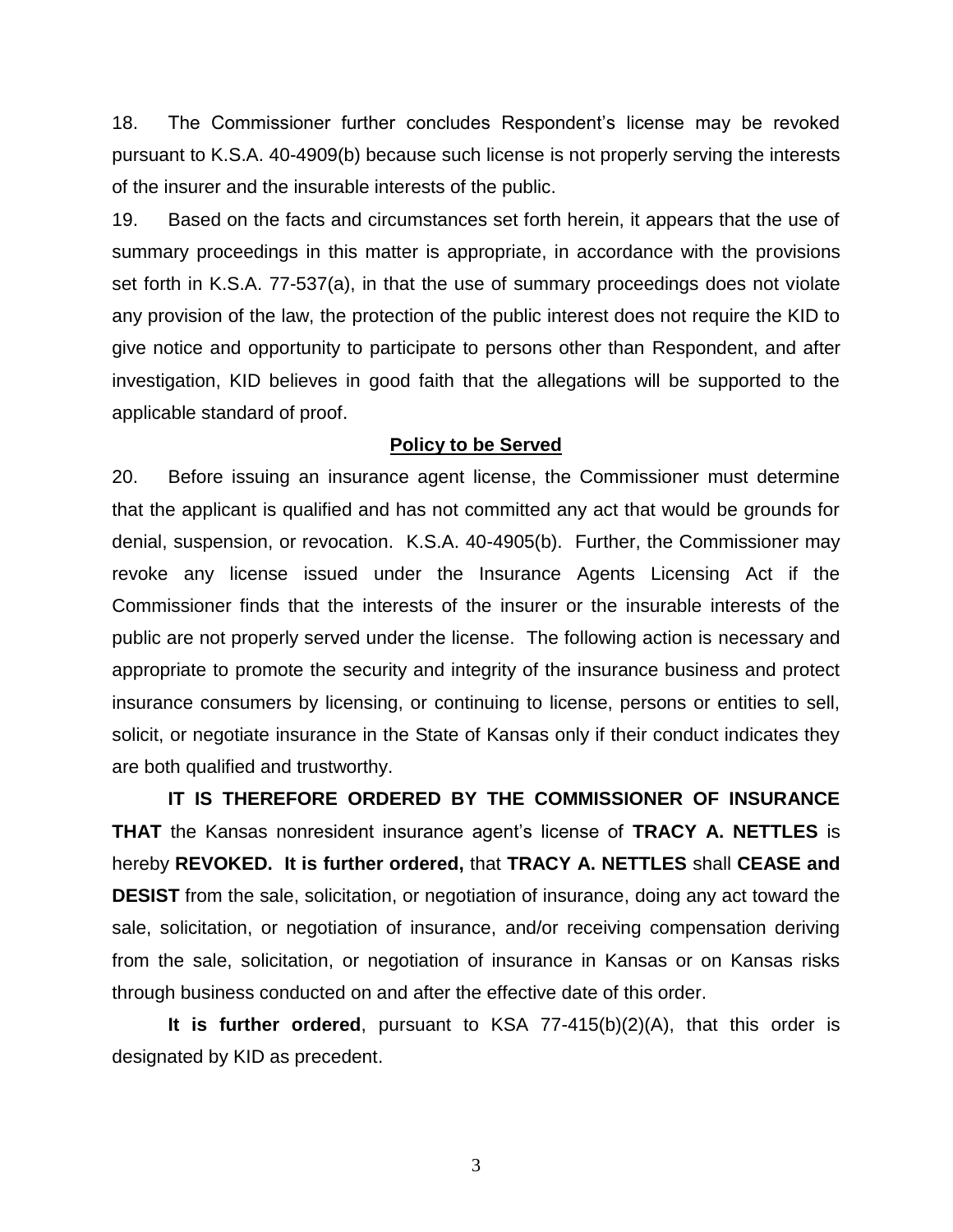18. The Commissioner further concludes Respondent's license may be revoked pursuant to K.S.A. 40-4909(b) because such license is not properly serving the interests of the insurer and the insurable interests of the public.

19. Based on the facts and circumstances set forth herein, it appears that the use of summary proceedings in this matter is appropriate, in accordance with the provisions set forth in K.S.A. 77-537(a), in that the use of summary proceedings does not violate any provision of the law, the protection of the public interest does not require the KID to give notice and opportunity to participate to persons other than Respondent, and after investigation, KID believes in good faith that the allegations will be supported to the applicable standard of proof.

## Policy to be Served

20. Before issuing an insurance agent license, the Commissioner must determine that the applicant is qualified and has not committed any act that would be grounds for denial, suspension, or revocation. K.S.A. 40-4905(b). Further, the Commissioner may revoke any license issued under the Insurance Agents Licensing Act if the Commissioner finds that the interests of the insurer or the insurable interests of the public are not properly served under the license. The following action is necessary and appropriate to promote the security and integrity of the insurance business and protect insurance consumers by licensing, or continuing to license, persons or entities to sell, solicit, or negotiate insurance in the State of Kansas only if their conduct indicates they are both qualified and trustworthy.

**IT IS THEREFORE ORDERED BY THE COMMISSIONER OF INSURANCE THAT** the Kansas nonresident insurance agent's license of **TRACY A. NETTLES** is hereby **REVOKED. It is further ordered,** that **TRACY A. NETTLES** shall **CEASE and DESIST** from the sale, solicitation, or negotiation of insurance, doing any act toward the sale, solicitation, or negotiation of insurance, and/or receiving compensation deriving from the sale, solicitation, or negotiation of insurance in Kansas or on Kansas risks through business conducted on and after the effective date of this order.

**It is further ordered**, pursuant to KSA 77-415(b)(2)(A), that this order is designated by KID as precedent.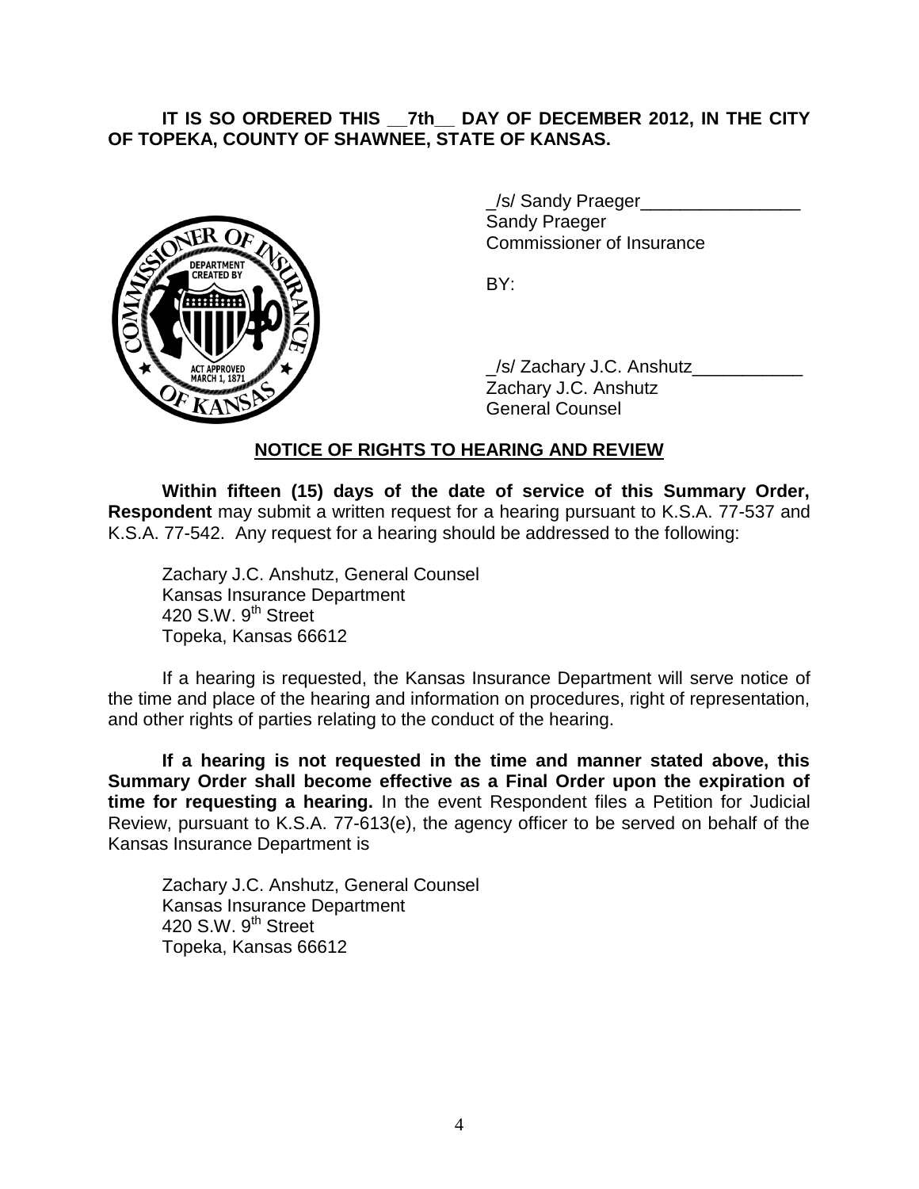**IT IS SO ORDERED THIS __7th__ DAY OF DECEMBER 2012, IN THE CITY OF TOPEKA, COUNTY OF SHAWNEE, STATE OF KANSAS.**

_/s/ Sandy Praeger________________
Sandy Praeger
Commissioner of Insurance

BY:

_/s/ Zachary J.C. Anshutz___________
Zachary J.C. Anshutz
General Counsel

## NOTICE OF RIGHTS TO HEARING AND REVIEW

**Within fifteen (15) days of the date of service of this Summary Order, Respondent** may submit a written request for a hearing pursuant to K.S.A. 77-537 and K.S.A. 77-542. Any request for a hearing should be addressed to the following:

Zachary J.C. Anshutz, General Counsel
Kansas Insurance Department
420 S.W. 9th Street
Topeka, Kansas 66612

If a hearing is requested, the Kansas Insurance Department will serve notice of the time and place of the hearing and information on procedures, right of representation, and other rights of parties relating to the conduct of the hearing.

**If a hearing is not requested in the time and manner stated above, this Summary Order shall become effective as a Final Order upon the expiration of time for requesting a hearing.** In the event Respondent files a Petition for Judicial Review, pursuant to K.S.A. 77-613(e), the agency officer to be served on behalf of the Kansas Insurance Department is

Zachary J.C. Anshutz, General Counsel
Kansas Insurance Department
420 S.W. 9th Street
Topeka, Kansas 66612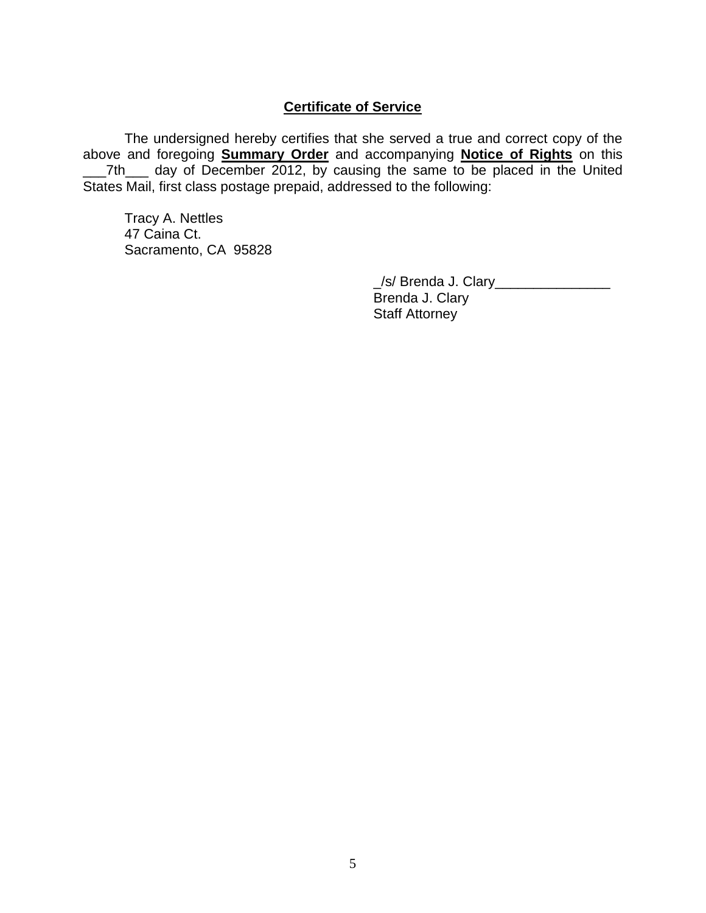**<u>Certificate of Service</u>**

The undersigned hereby certifies that she served a true and correct copy of the above and foregoing **<u>Summary Order</u>** and accompanying **<u>Notice of Rights</u>** on this ___7th___ day of December 2012, by causing the same to be placed in the United States Mail, first class postage prepaid, addressed to the following:

Tracy A. Nettles  
47 Caina Ct.  
Sacramento, CA  95828

_/s/ Brenda J. Clary_______________  
Brenda J. Clary  
Staff Attorney